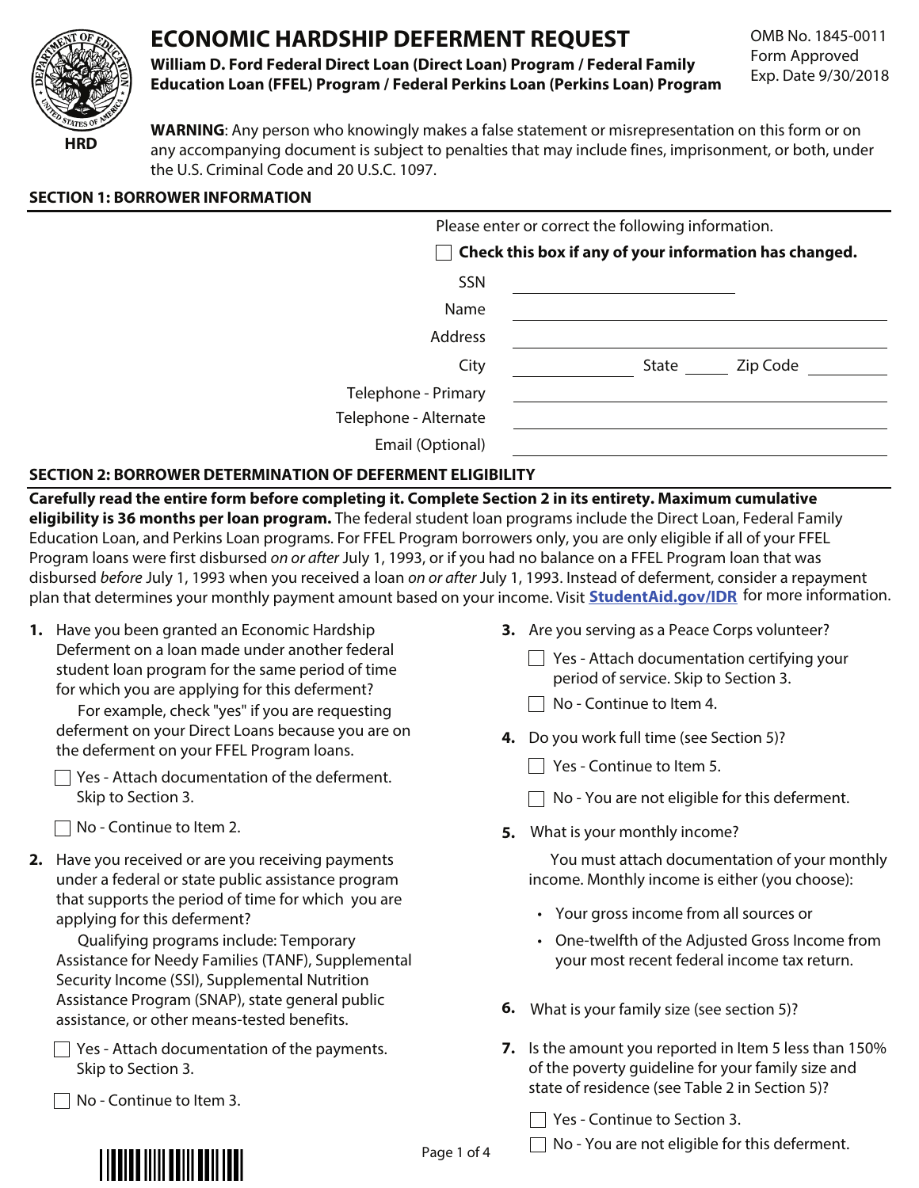# ECONOMIC HARDSHIP DEFERMENT REQUEST

**William D. Ford Federal Direct Loan (Direct Loan) Program / Federal Family Education Loan (FFEL) Program / Federal Perkins Loan (Perkins Loan) Program**

OMB No. 1845-0011
Form Approved
Exp. Date 9/30/2018

HRD

**WARNING**: Any person who knowingly makes a false statement or misrepresentation on this form or on any accompanying document is subject to penalties that may include fines, imprisonment, or both, under the U.S. Criminal Code and 20 U.S.C. 1097.

## SECTION 1: BORROWER INFORMATION

Please enter or correct the following information.

☐ **Check this box if any of your information has changed.**

SSN ____________________

Name ____________________

Address ____________________

City ____________ State ______ Zip Code ________

Telephone - Primary ____________________

Telephone - Alternate ____________________

Email (Optional) ____________________

## SECTION 2: BORROWER DETERMINATION OF DEFERMENT ELIGIBILITY

**Carefully read the entire form before completing it. Complete Section 2 in its entirety. Maximum cumulative eligibility is 36 months per loan program.** The federal student loan programs include the Direct Loan, Federal Family Education Loan, and Perkins Loan programs. For FFEL Program borrowers only, you are only eligible if all of your FFEL Program loans were first disbursed *on or after* July 1, 1993, or if you had no balance on a FFEL Program loan that was disbursed *before* July 1, 1993 when you received a loan *on or after* July 1, 1993. Instead of deferment, consider a repayment plan that determines your monthly payment amount based on your income. Visit **StudentAid.gov/IDR** for more information.

**1.** Have you been granted an Economic Hardship Deferment on a loan made under another federal student loan program for the same period of time for which you are applying for this deferment?

For example, check "yes" if you are requesting deferment on your Direct Loans because you are on the deferment on your FFEL Program loans.

☐ Yes - Attach documentation of the deferment. Skip to Section 3.

☐ No - Continue to Item 2.

**2.** Have you received or are you receiving payments under a federal or state public assistance program that supports the period of time for which you are applying for this deferment?

Qualifying programs include: Temporary Assistance for Needy Families (TANF), Supplemental Security Income (SSI), Supplemental Nutrition Assistance Program (SNAP), state general public assistance, or other means-tested benefits.

☐ Yes - Attach documentation of the payments. Skip to Section 3.

☐ No - Continue to Item 3.

**3.** Are you serving as a Peace Corps volunteer?

☐ Yes - Attach documentation certifying your period of service. Skip to Section 3.

☐ No - Continue to Item 4.

**4.** Do you work full time (see Section 5)?

☐ Yes - Continue to Item 5.

☐ No - You are not eligible for this deferment.

**5.** What is your monthly income?

You must attach documentation of your monthly income. Monthly income is either (you choose):

- Your gross income from all sources or
- One-twelfth of the Adjusted Gross Income from your most recent federal income tax return.

**6.** What is your family size (see section 5)?

**7.** Is the amount you reported in Item 5 less than 150% of the poverty guideline for your family size and state of residence (see Table 2 in Section 5)?

☐ Yes - Continue to Section 3.

☐ No - You are not eligible for this deferment.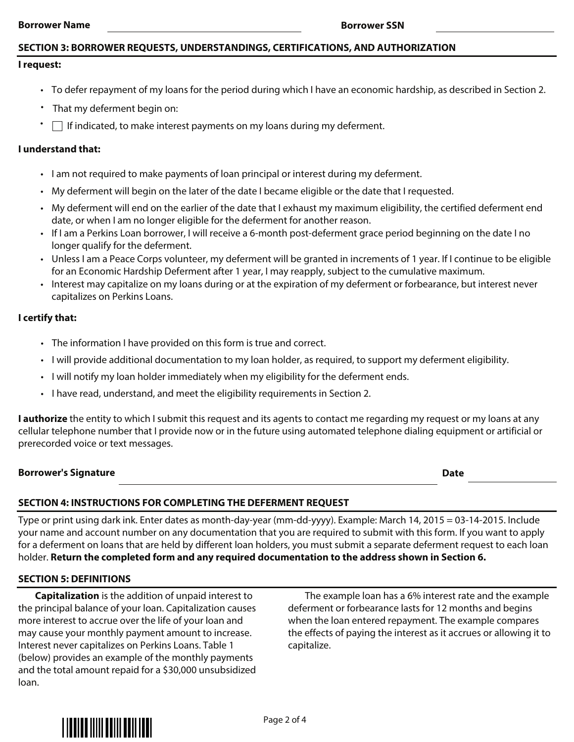**Borrower Name** \_\_\_\_\_\_\_\_\_\_\_\_\_\_\_\_\_\_\_\_ **Borrower SSN** \_\_\_\_\_\_\_\_\_\_\_\_\_\_\_\_\_\_\_\_

## SECTION 3: BORROWER REQUESTS, UNDERSTANDINGS, CERTIFICATIONS, AND AUTHORIZATION

**I request:**

- To defer repayment of my loans for the period during which I have an economic hardship, as described in Section 2.
- That my deferment begin on:
- ☐ If indicated, to make interest payments on my loans during my deferment.

**I understand that:**

- I am not required to make payments of loan principal or interest during my deferment.
- My deferment will begin on the later of the date I became eligible or the date that I requested.
- My deferment will end on the earlier of the date that I exhaust my maximum eligibility, the certified deferment end date, or when I am no longer eligible for the deferment for another reason.
- If I am a Perkins Loan borrower, I will receive a 6-month post-deferment grace period beginning on the date I no longer qualify for the deferment.
- Unless I am a Peace Corps volunteer, my deferment will be granted in increments of 1 year. If I continue to be eligible for an Economic Hardship Deferment after 1 year, I may reapply, subject to the cumulative maximum.
- Interest may capitalize on my loans during or at the expiration of my deferment or forbearance, but interest never capitalizes on Perkins Loans.

**I certify that:**

- The information I have provided on this form is true and correct.
- I will provide additional documentation to my loan holder, as required, to support my deferment eligibility.
- I will notify my loan holder immediately when my eligibility for the deferment ends.
- I have read, understand, and meet the eligibility requirements in Section 2.

**I authorize** the entity to which I submit this request and its agents to contact me regarding my request or my loans at any cellular telephone number that I provide now or in the future using automated telephone dialing equipment or artificial or prerecorded voice or text messages.

**Borrower's Signature** \_\_\_\_\_\_\_\_\_\_\_\_\_\_\_\_\_\_\_\_ **Date** \_\_\_\_\_\_\_\_\_\_

## SECTION 4: INSTRUCTIONS FOR COMPLETING THE DEFERMENT REQUEST

Type or print using dark ink. Enter dates as month-day-year (mm-dd-yyyy). Example: March 14, 2015 = 03-14-2015. Include your name and account number on any documentation that you are required to submit with this form. If you want to apply for a deferment on loans that are held by different loan holders, you must submit a separate deferment request to each loan holder. **Return the completed form and any required documentation to the address shown in Section 6.**

## SECTION 5: DEFINITIONS

**Capitalization** is the addition of unpaid interest to the principal balance of your loan. Capitalization causes more interest to accrue over the life of your loan and may cause your monthly payment amount to increase. Interest never capitalizes on Perkins Loans. Table 1 (below) provides an example of the monthly payments and the total amount repaid for a $30,000 unsubsidized loan.

The example loan has a 6% interest rate and the example deferment or forbearance lasts for 12 months and begins when the loan entered repayment. The example compares the effects of paying the interest as it accrues or allowing it to capitalize.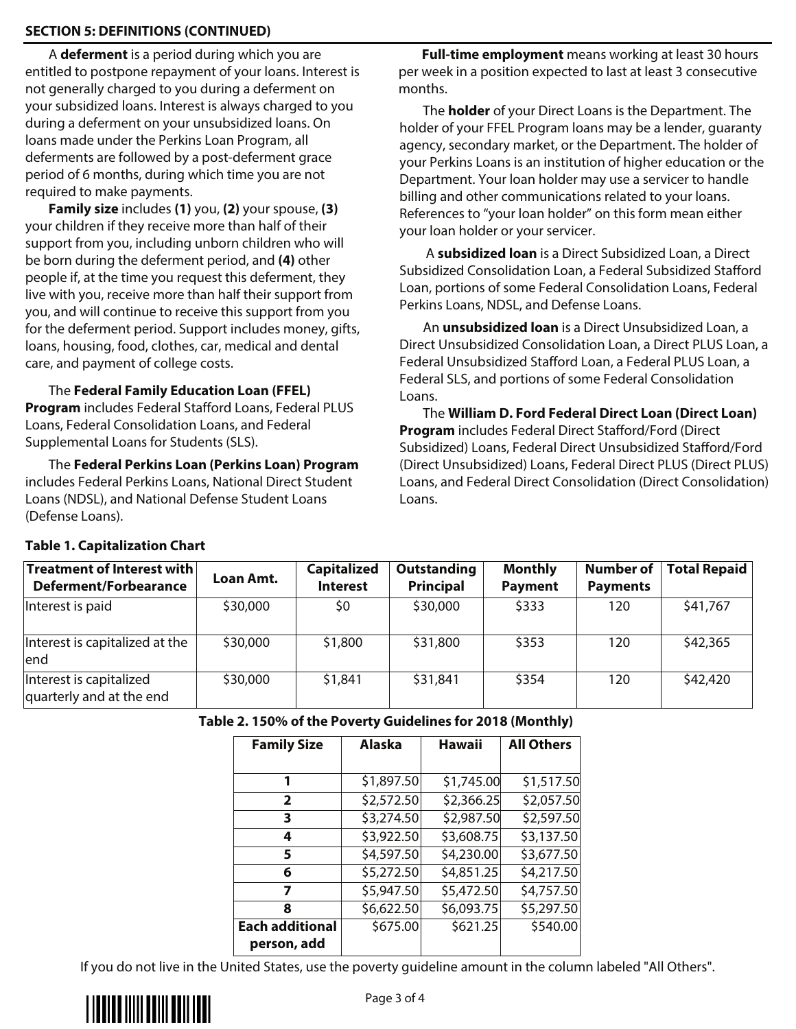## SECTION 5: DEFINITIONS (CONTINUED)

A **deferment** is a period during which you are entitled to postpone repayment of your loans. Interest is not generally charged to you during a deferment on your subsidized loans. Interest is always charged to you during a deferment on your unsubsidized loans. On loans made under the Perkins Loan Program, all deferments are followed by a post-deferment grace period of 6 months, during which time you are not required to make payments.

**Family size** includes **(1)** you, **(2)** your spouse, **(3)** your children if they receive more than half of their support from you, including unborn children who will be born during the deferment period, and **(4)** other people if, at the time you request this deferment, they live with you, receive more than half their support from you, and will continue to receive this support from you for the deferment period. Support includes money, gifts, loans, housing, food, clothes, car, medical and dental care, and payment of college costs.

The **Federal Family Education Loan (FFEL) Program** includes Federal Stafford Loans, Federal PLUS Loans, Federal Consolidation Loans, and Federal Supplemental Loans for Students (SLS).

The **Federal Perkins Loan (Perkins Loan) Program** includes Federal Perkins Loans, National Direct Student Loans (NDSL), and National Defense Student Loans (Defense Loans).

**Full-time employment** means working at least 30 hours per week in a position expected to last at least 3 consecutive months.

The **holder** of your Direct Loans is the Department. The holder of your FFEL Program loans may be a lender, guaranty agency, secondary market, or the Department. The holder of your Perkins Loans is an institution of higher education or the Department. Your loan holder may use a servicer to handle billing and other communications related to your loans. References to "your loan holder" on this form mean either your loan holder or your servicer.

A **subsidized loan** is a Direct Subsidized Loan, a Direct Subsidized Consolidation Loan, a Federal Subsidized Stafford Loan, portions of some Federal Consolidation Loans, Federal Perkins Loans, NDSL, and Defense Loans.

An **unsubsidized loan** is a Direct Unsubsidized Loan, a Direct Unsubsidized Consolidation Loan, a Direct PLUS Loan, a Federal Unsubsidized Stafford Loan, a Federal PLUS Loan, a Federal SLS, and portions of some Federal Consolidation Loans.

The **William D. Ford Federal Direct Loan (Direct Loan) Program** includes Federal Direct Stafford/Ford (Direct Subsidized) Loans, Federal Direct Unsubsidized Stafford/Ford (Direct Unsubsidized) Loans, Federal Direct PLUS (Direct PLUS) Loans, and Federal Direct Consolidation (Direct Consolidation) Loans.

**Table 1. Capitalization Chart**

| Treatment of Interest with Deferment/Forbearance | Loan Amt. | Capitalized Interest | Outstanding Principal | Monthly Payment | Number of Payments | Total Repaid |
|---|---|---|---|---|---|---|
| Interest is paid | \$30,000 | \$0 | \$30,000 | \$333 | 120 | \$41,767 |
| Interest is capitalized at the end | \$30,000 | \$1,800 | \$31,800 | \$353 | 120 | \$42,365 |
| Interest is capitalized quarterly and at the end | \$30,000 | \$1,841 | \$31,841 | \$354 | 120 | \$42,420 |

**Table 2. 150% of the Poverty Guidelines for 2018 (Monthly)**

| Family Size | Alaska | Hawaii | All Others |
|---|---|---|---|
| 1 | \$1,897.50 | \$1,745.00 | \$1,517.50 |
| 2 | \$2,572.50 | \$2,366.25 | \$2,057.50 |
| 3 | \$3,274.50 | \$2,987.50 | \$2,597.50 |
| 4 | \$3,922.50 | \$3,608.75 | \$3,137.50 |
| 5 | \$4,597.50 | \$4,230.00 | \$3,677.50 |
| 6 | \$5,272.50 | \$4,851.25 | \$4,217.50 |
| 7 | \$5,947.50 | \$5,472.50 | \$4,757.50 |
| 8 | \$6,622.50 | \$6,093.75 | \$5,297.50 |
| Each additional person, add | \$675.00 | \$621.25 | \$540.00 |

If you do not live in the United States, use the poverty guideline amount in the column labeled "All Others".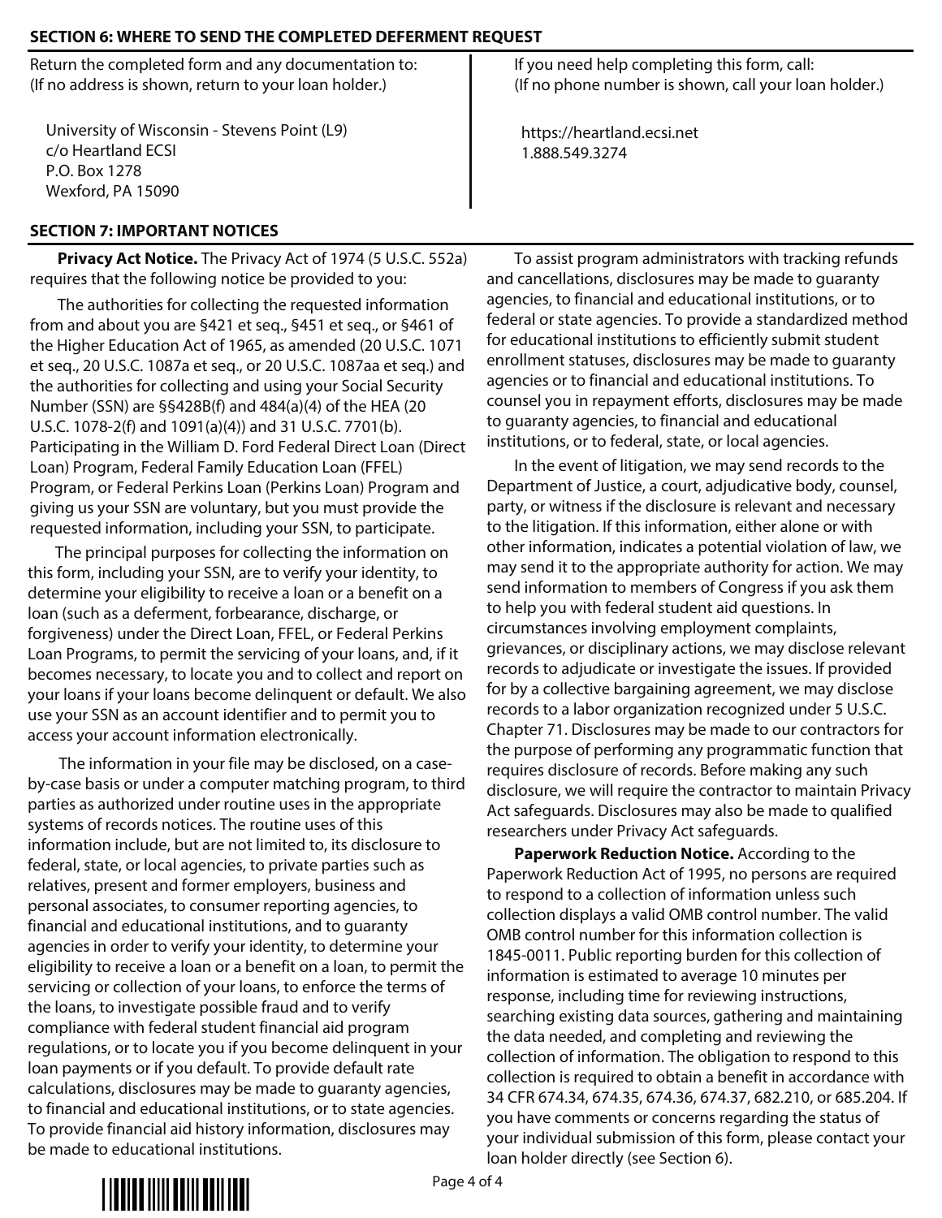## SECTION 6: WHERE TO SEND THE COMPLETED DEFERMENT REQUEST

Return the completed form and any documentation to:
(If no address is shown, return to your loan holder.)

University of Wisconsin - Stevens Point (L9)
c/o Heartland ECSI
P.O. Box 1278
Wexford, PA 15090

If you need help completing this form, call:
(If no phone number is shown, call your loan holder.)

https://heartland.ecsi.net
1.888.549.3274

## SECTION 7: IMPORTANT NOTICES

**Privacy Act Notice.** The Privacy Act of 1974 (5 U.S.C. 552a) requires that the following notice be provided to you:

The authorities for collecting the requested information from and about you are §421 et seq., §451 et seq., or §461 of the Higher Education Act of 1965, as amended (20 U.S.C. 1071 et seq., 20 U.S.C. 1087a et seq., or 20 U.S.C. 1087aa et seq.) and the authorities for collecting and using your Social Security Number (SSN) are §§428B(f) and 484(a)(4) of the HEA (20 U.S.C. 1078-2(f) and 1091(a)(4)) and 31 U.S.C. 7701(b). Participating in the William D. Ford Federal Direct Loan (Direct Loan) Program, Federal Family Education Loan (FFEL) Program, or Federal Perkins Loan (Perkins Loan) Program and giving us your SSN are voluntary, but you must provide the requested information, including your SSN, to participate.

The principal purposes for collecting the information on this form, including your SSN, are to verify your identity, to determine your eligibility to receive a loan or a benefit on a loan (such as a deferment, forbearance, discharge, or forgiveness) under the Direct Loan, FFEL, or Federal Perkins Loan Programs, to permit the servicing of your loans, and, if it becomes necessary, to locate you and to collect and report on your loans if your loans become delinquent or default. We also use your SSN as an account identifier and to permit you to access your account information electronically.

The information in your file may be disclosed, on a case-by-case basis or under a computer matching program, to third parties as authorized under routine uses in the appropriate systems of records notices. The routine uses of this information include, but are not limited to, its disclosure to federal, state, or local agencies, to private parties such as relatives, present and former employers, business and personal associates, to consumer reporting agencies, to financial and educational institutions, and to guaranty agencies in order to verify your identity, to determine your eligibility to receive a loan or a benefit on a loan, to permit the servicing or collection of your loans, to enforce the terms of the loans, to investigate possible fraud and to verify compliance with federal student financial aid program regulations, or to locate you if you become delinquent in your loan payments or if you default. To provide default rate calculations, disclosures may be made to guaranty agencies, to financial and educational institutions, or to state agencies. To provide financial aid history information, disclosures may be made to educational institutions.

To assist program administrators with tracking refunds and cancellations, disclosures may be made to guaranty agencies, to financial and educational institutions, or to federal or state agencies. To provide a standardized method for educational institutions to efficiently submit student enrollment statuses, disclosures may be made to guaranty agencies or to financial and educational institutions. To counsel you in repayment efforts, disclosures may be made to guaranty agencies, to financial and educational institutions, or to federal, state, or local agencies.

In the event of litigation, we may send records to the Department of Justice, a court, adjudicative body, counsel, party, or witness if the disclosure is relevant and necessary to the litigation. If this information, either alone or with other information, indicates a potential violation of law, we may send it to the appropriate authority for action. We may send information to members of Congress if you ask them to help you with federal student aid questions. In circumstances involving employment complaints, grievances, or disciplinary actions, we may disclose relevant records to adjudicate or investigate the issues. If provided for by a collective bargaining agreement, we may disclose records to a labor organization recognized under 5 U.S.C. Chapter 71. Disclosures may be made to our contractors for the purpose of performing any programmatic function that requires disclosure of records. Before making any such disclosure, we will require the contractor to maintain Privacy Act safeguards. Disclosures may also be made to qualified researchers under Privacy Act safeguards.

**Paperwork Reduction Notice.** According to the Paperwork Reduction Act of 1995, no persons are required to respond to a collection of information unless such collection displays a valid OMB control number. The valid OMB control number for this information collection is 1845-0011. Public reporting burden for this collection of information is estimated to average 10 minutes per response, including time for reviewing instructions, searching existing data sources, gathering and maintaining the data needed, and completing and reviewing the collection of information. The obligation to respond to this collection is required to obtain a benefit in accordance with 34 CFR 674.34, 674.35, 674.36, 674.37, 682.210, or 685.204. If you have comments or concerns regarding the status of your individual submission of this form, please contact your loan holder directly (see Section 6).